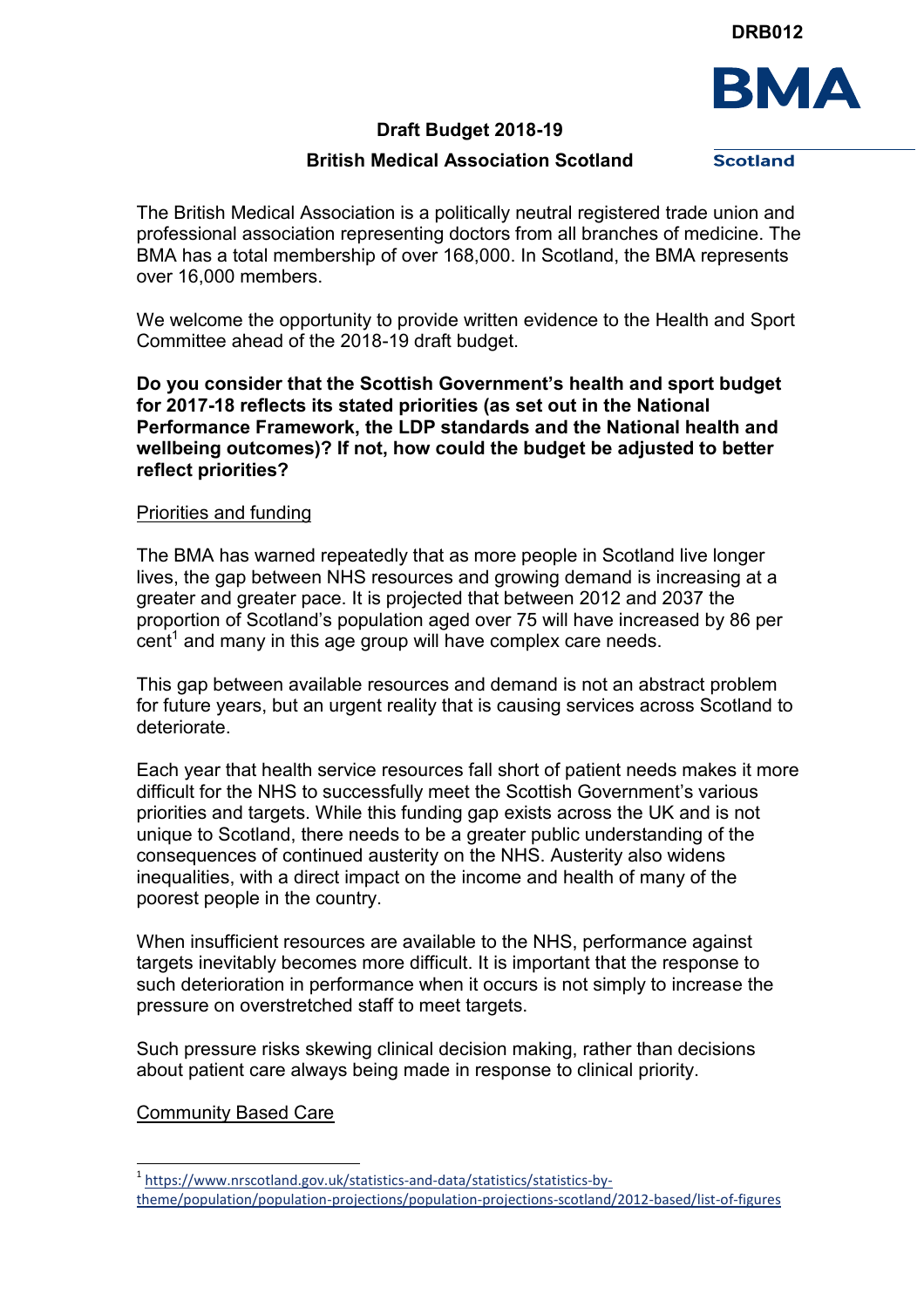DRB012

**BMA Scotland**

**Draft Budget 2018-19**

**British Medical Association Scotland**

The British Medical Association is a politically neutral registered trade union and professional association representing doctors from all branches of medicine. The BMA has a total membership of over 168,000. In Scotland, the BMA represents over 16,000 members.

We welcome the opportunity to provide written evidence to the Health and Sport Committee ahead of the 2018-19 draft budget.

**Do you consider that the Scottish Government's health and sport budget for 2017-18 reflects its stated priorities (as set out in the National Performance Framework, the LDP standards and the National health and wellbeing outcomes)? If not, how could the budget be adjusted to better reflect priorities?**

Priorities and funding

The BMA has warned repeatedly that as more people in Scotland live longer lives, the gap between NHS resources and growing demand is increasing at a greater and greater pace. It is projected that between 2012 and 2037 the proportion of Scotland's population aged over 75 will have increased by 86 per cent[1] and many in this age group will have complex care needs.

This gap between available resources and demand is not an abstract problem for future years, but an urgent reality that is causing services across Scotland to deteriorate.

Each year that health service resources fall short of patient needs makes it more difficult for the NHS to successfully meet the Scottish Government's various priorities and targets. While this funding gap exists across the UK and is not unique to Scotland, there needs to be a greater public understanding of the consequences of continued austerity on the NHS. Austerity also widens inequalities, with a direct impact on the income and health of many of the poorest people in the country.

When insufficient resources are available to the NHS, performance against targets inevitably becomes more difficult. It is important that the response to such deterioration in performance when it occurs is not simply to increase the pressure on overstretched staff to meet targets.

Such pressure risks skewing clinical decision making, rather than decisions about patient care always being made in response to clinical priority.

Community Based Care

[1] https://www.nrscotland.gov.uk/statistics-and-data/statistics/statistics-by-theme/population/population-projections/population-projections-scotland/2012-based/list-of-figures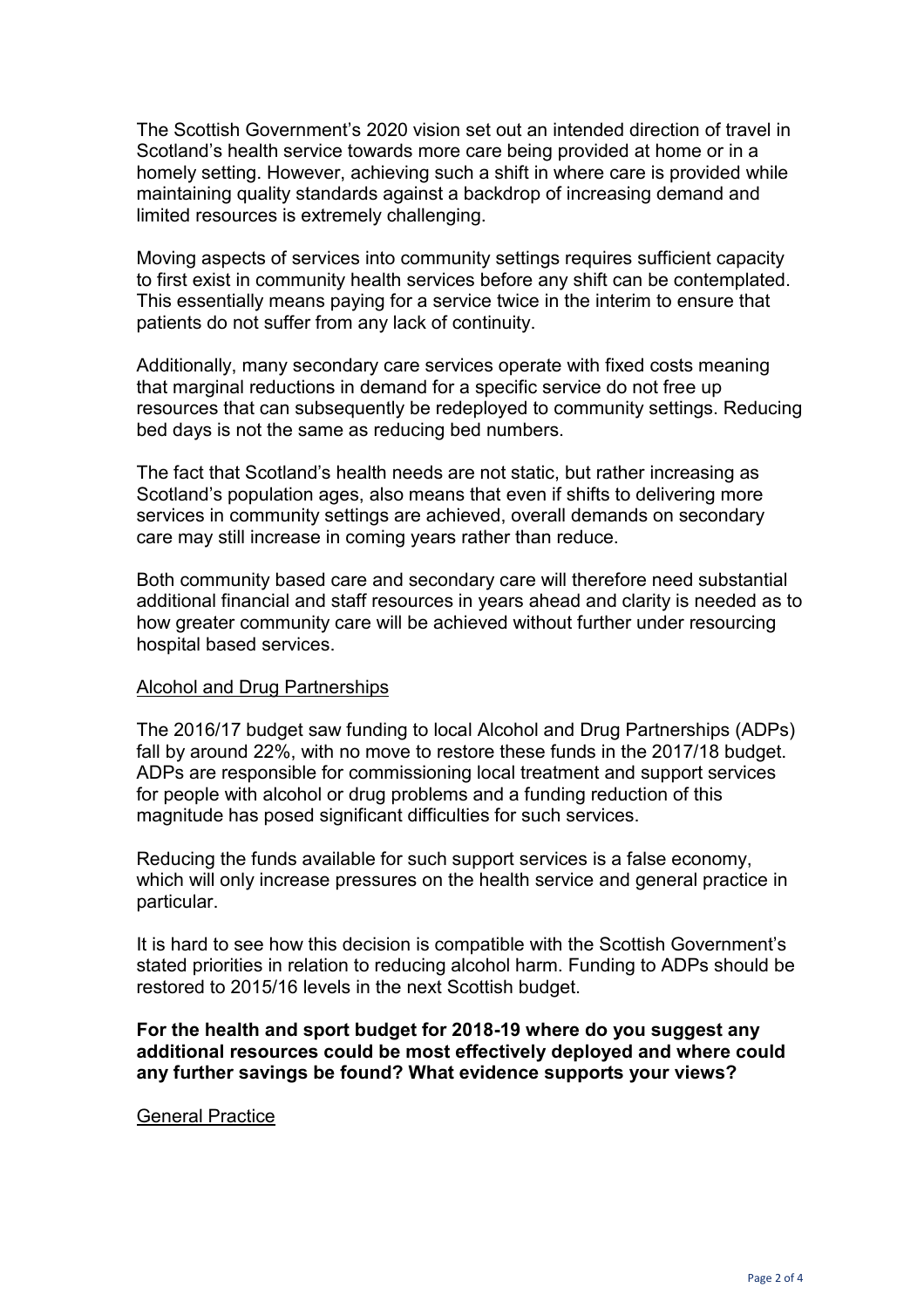The Scottish Government's 2020 vision set out an intended direction of travel in Scotland's health service towards more care being provided at home or in a homely setting. However, achieving such a shift in where care is provided while maintaining quality standards against a backdrop of increasing demand and limited resources is extremely challenging.

Moving aspects of services into community settings requires sufficient capacity to first exist in community health services before any shift can be contemplated. This essentially means paying for a service twice in the interim to ensure that patients do not suffer from any lack of continuity.

Additionally, many secondary care services operate with fixed costs meaning that marginal reductions in demand for a specific service do not free up resources that can subsequently be redeployed to community settings. Reducing bed days is not the same as reducing bed numbers.

The fact that Scotland's health needs are not static, but rather increasing as Scotland's population ages, also means that even if shifts to delivering more services in community settings are achieved, overall demands on secondary care may still increase in coming years rather than reduce.

Both community based care and secondary care will therefore need substantial additional financial and staff resources in years ahead and clarity is needed as to how greater community care will be achieved without further under resourcing hospital based services.

<u>Alcohol and Drug Partnerships</u>

The 2016/17 budget saw funding to local Alcohol and Drug Partnerships (ADPs) fall by around 22%, with no move to restore these funds in the 2017/18 budget. ADPs are responsible for commissioning local treatment and support services for people with alcohol or drug problems and a funding reduction of this magnitude has posed significant difficulties for such services.

Reducing the funds available for such support services is a false economy, which will only increase pressures on the health service and general practice in particular.

It is hard to see how this decision is compatible with the Scottish Government's stated priorities in relation to reducing alcohol harm. Funding to ADPs should be restored to 2015/16 levels in the next Scottish budget.

**For the health and sport budget for 2018-19 where do you suggest any additional resources could be most effectively deployed and where could any further savings be found? What evidence supports your views?**

<u>General Practice</u>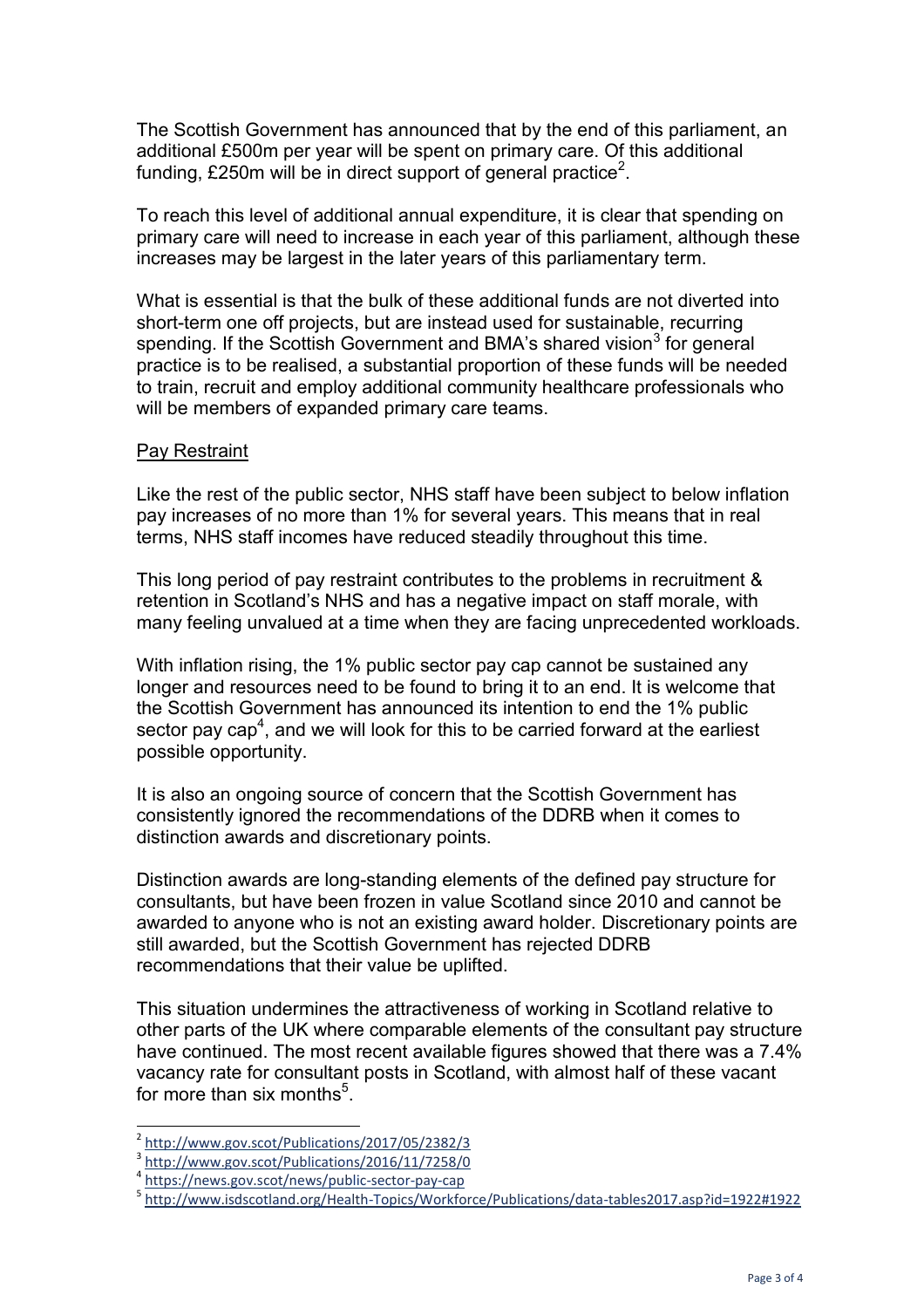The Scottish Government has announced that by the end of this parliament, an additional £500m per year will be spent on primary care. Of this additional funding, £250m will be in direct support of general practice[2].

To reach this level of additional annual expenditure, it is clear that spending on primary care will need to increase in each year of this parliament, although these increases may be largest in the later years of this parliamentary term.

What is essential is that the bulk of these additional funds are not diverted into short-term one off projects, but are instead used for sustainable, recurring spending. If the Scottish Government and BMA's shared vision[3] for general practice is to be realised, a substantial proportion of these funds will be needed to train, recruit and employ additional community healthcare professionals who will be members of expanded primary care teams.

## Pay Restraint

Like the rest of the public sector, NHS staff have been subject to below inflation pay increases of no more than 1% for several years. This means that in real terms, NHS staff incomes have reduced steadily throughout this time.

This long period of pay restraint contributes to the problems in recruitment & retention in Scotland's NHS and has a negative impact on staff morale, with many feeling unvalued at a time when they are facing unprecedented workloads.

With inflation rising, the 1% public sector pay cap cannot be sustained any longer and resources need to be found to bring it to an end. It is welcome that the Scottish Government has announced its intention to end the 1% public sector pay cap[4], and we will look for this to be carried forward at the earliest possible opportunity.

It is also an ongoing source of concern that the Scottish Government has consistently ignored the recommendations of the DDRB when it comes to distinction awards and discretionary points.

Distinction awards are long-standing elements of the defined pay structure for consultants, but have been frozen in value Scotland since 2010 and cannot be awarded to anyone who is not an existing award holder. Discretionary points are still awarded, but the Scottish Government has rejected DDRB recommendations that their value be uplifted.

This situation undermines the attractiveness of working in Scotland relative to other parts of the UK where comparable elements of the consultant pay structure have continued. The most recent available figures showed that there was a 7.4% vacancy rate for consultant posts in Scotland, with almost half of these vacant for more than six months[5].

---

[2] http://www.gov.scot/Publications/2017/05/2382/3

[3] http://www.gov.scot/Publications/2016/11/7258/0

[4] https://news.gov.scot/news/public-sector-pay-cap

[5] http://www.isdscotland.org/Health-Topics/Workforce/Publications/data-tables2017.asp?id=1922#1922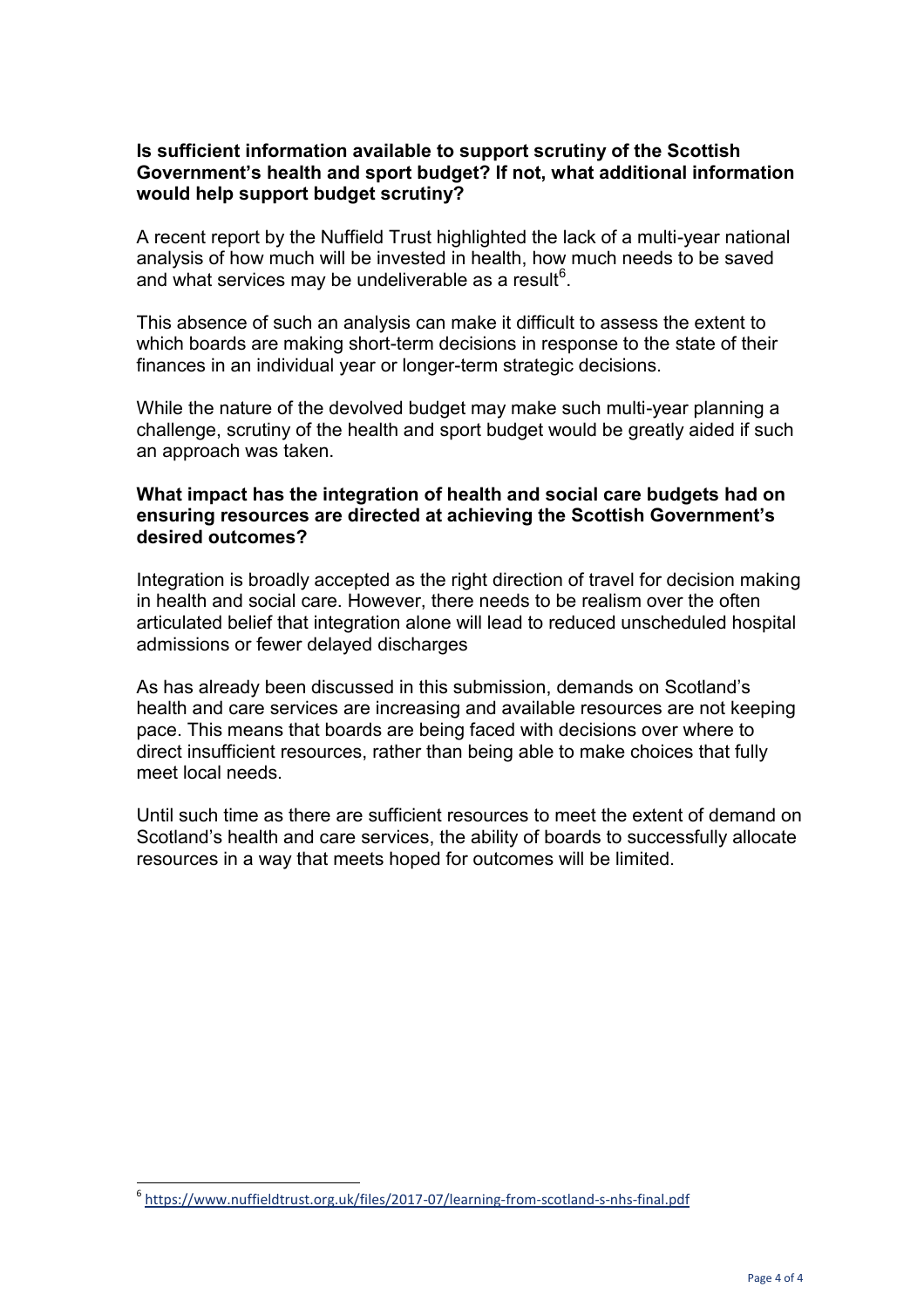**Is sufficient information available to support scrutiny of the Scottish Government's health and sport budget? If not, what additional information would help support budget scrutiny?**

A recent report by the Nuffield Trust highlighted the lack of a multi-year national analysis of how much will be invested in health, how much needs to be saved and what services may be undeliverable as a result[6].

This absence of such an analysis can make it difficult to assess the extent to which boards are making short-term decisions in response to the state of their finances in an individual year or longer-term strategic decisions.

While the nature of the devolved budget may make such multi-year planning a challenge, scrutiny of the health and sport budget would be greatly aided if such an approach was taken.

**What impact has the integration of health and social care budgets had on ensuring resources are directed at achieving the Scottish Government's desired outcomes?**

Integration is broadly accepted as the right direction of travel for decision making in health and social care. However, there needs to be realism over the often articulated belief that integration alone will lead to reduced unscheduled hospital admissions or fewer delayed discharges

As has already been discussed in this submission, demands on Scotland's health and care services are increasing and available resources are not keeping pace. This means that boards are being faced with decisions over where to direct insufficient resources, rather than being able to make choices that fully meet local needs.

Until such time as there are sufficient resources to meet the extent of demand on Scotland's health and care services, the ability of boards to successfully allocate resources in a way that meets hoped for outcomes will be limited.

[6] https://www.nuffieldtrust.org.uk/files/2017-07/learning-from-scotland-s-nhs-final.pdf